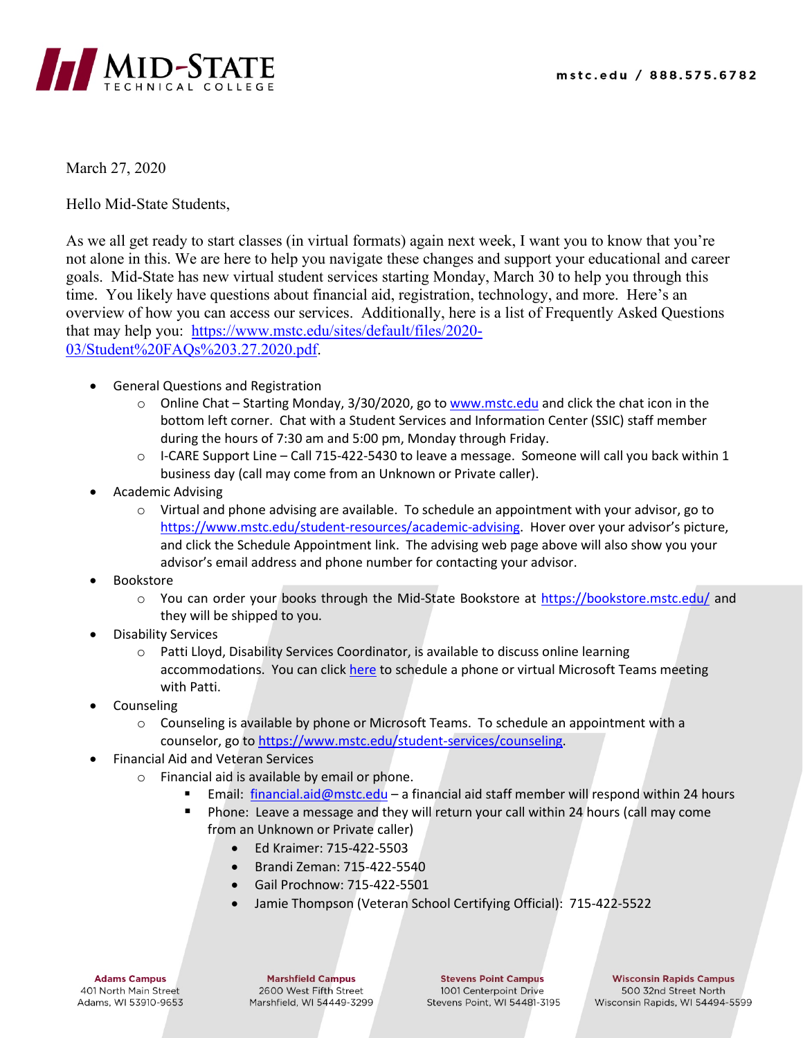March 27, 2020

Hello Mid-State Students,

As we all get ready to start classes (in virtual formats) again next week, I want you to know that you're not alone in this. We are here to help you navigate these changes and support your educational and career goals. Mid-State has new virtual student services starting Monday, March 30 to help you through this time. You likely have questions about financial aid, registration, technology, and more. Here's an overview of how you can access our services. Additionally, here is a list of Frequently Asked Questions that may help you: [https://www.mstc.edu/sites/default/files/2020-03/Student%20FAQs%203.27.2020.pdf](https://www.mstc.edu/sites/default/files/2020-03/Student%20FAQs%203.27.2020.pdf).

- General Questions and Registration
  - Online Chat – Starting Monday, 3/30/2020, go to [www.mstc.edu](http://www.mstc.edu) and click the chat icon in the bottom left corner. Chat with a Student Services and Information Center (SSIC) staff member during the hours of 7:30 am and 5:00 pm, Monday through Friday.
  - I-CARE Support Line – Call 715-422-5430 to leave a message. Someone will call you back within 1 business day (call may come from an Unknown or Private caller).
- Academic Advising
  - Virtual and phone advising are available. To schedule an appointment with your advisor, go to [https://www.mstc.edu/student-resources/academic-advising](https://www.mstc.edu/student-resources/academic-advising). Hover over your advisor's picture, and click the Schedule Appointment link. The advising web page above will also show you your advisor's email address and phone number for contacting your advisor.
- Bookstore
  - You can order your books through the Mid-State Bookstore at [https://bookstore.mstc.edu/](https://bookstore.mstc.edu/) and they will be shipped to you.
- Disability Services
  - Patti Lloyd, Disability Services Coordinator, is available to discuss online learning accommodations. You can click here to schedule a phone or virtual Microsoft Teams meeting with Patti.
- Counseling
  - Counseling is available by phone or Microsoft Teams. To schedule an appointment with a counselor, go to [https://www.mstc.edu/student-services/counseling](https://www.mstc.edu/student-services/counseling).
- Financial Aid and Veteran Services
  - Financial aid is available by email or phone.
    - Email: [financial.aid@mstc.edu](mailto:financial.aid@mstc.edu) – a financial aid staff member will respond within 24 hours
    - Phone: Leave a message and they will return your call within 24 hours (call may come from an Unknown or Private caller)
      - Ed Kraimer: 715-422-5503
      - Brandi Zeman: 715-422-5540
      - Gail Prochnow: 715-422-5501
      - Jamie Thompson (Veteran School Certifying Official): 715-422-5522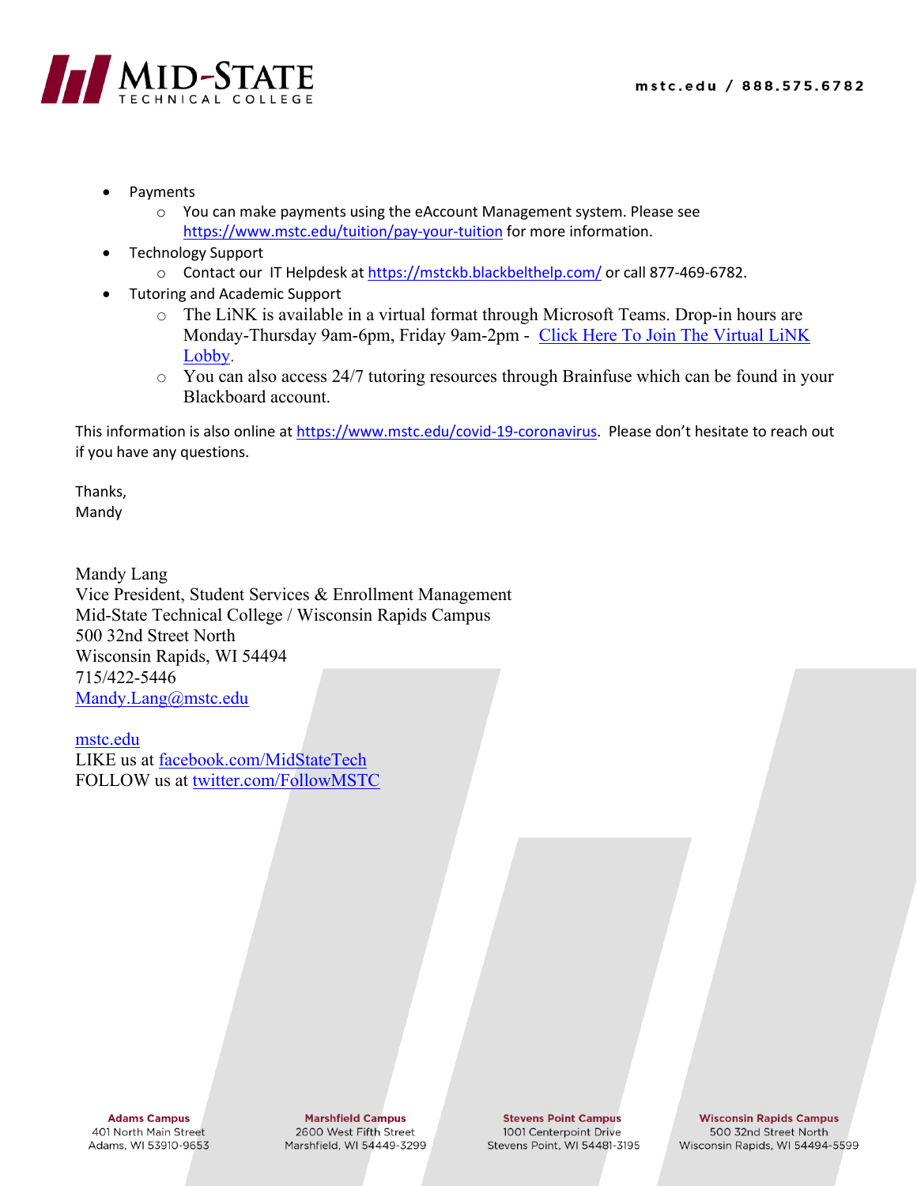- Payments
  - You can make payments using the eAccount Management system. Please see https://www.mstc.edu/tuition/pay-your-tuition for more information.
- Technology Support
  - Contact our IT Helpdesk at https://mstckb.blackbelthelp.com/ or call 877-469-6782.
- Tutoring and Academic Support
  - The LiNK is available in a virtual format through Microsoft Teams. Drop-in hours are Monday-Thursday 9am-6pm, Friday 9am-2pm - Click Here To Join The Virtual LiNK Lobby.
  - You can also access 24/7 tutoring resources through Brainfuse which can be found in your Blackboard account.

This information is also online at https://www.mstc.edu/covid-19-coronavirus. Please don't hesitate to reach out if you have any questions.

Thanks,
Mandy

Mandy Lang
Vice President, Student Services & Enrollment Management
Mid-State Technical College / Wisconsin Rapids Campus
500 32nd Street North
Wisconsin Rapids, WI 54494
715/422-5446
Mandy.Lang@mstc.edu

mstc.edu
LIKE us at facebook.com/MidStateTech
FOLLOW us at twitter.com/FollowMSTC